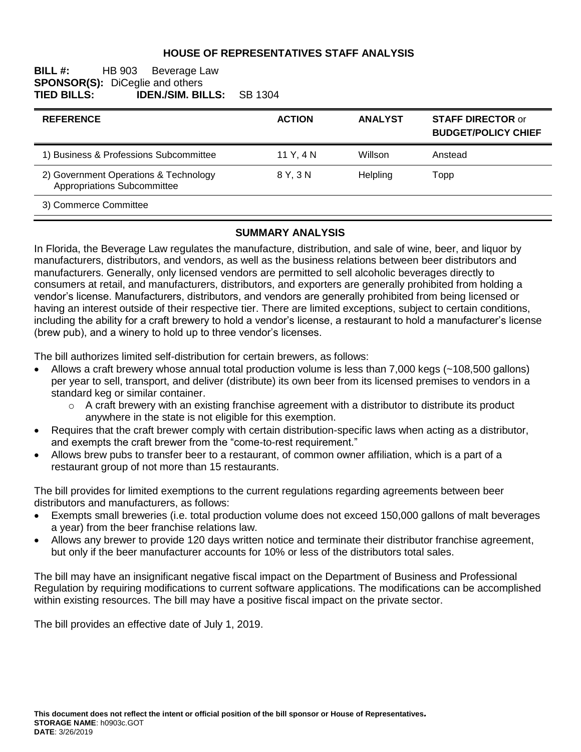# HOUSE OF REPRESENTATIVES STAFF ANALYSIS

**BILL #:** HB 903 Beverage Law
**SPONSOR(S):** DiCeglie and others
**TIED BILLS:** **IDEN./SIM. BILLS:** SB 1304

| REFERENCE | ACTION | ANALYST | STAFF DIRECTOR or BUDGET/POLICY CHIEF |
|---|---|---|---|
| 1) Business & Professions Subcommittee | 11 Y, 4 N | Willson | Anstead |
| 2) Government Operations & Technology Appropriations Subcommittee | 8 Y, 3 N | Helpling | Topp |
| 3) Commerce Committee | | | |

## SUMMARY ANALYSIS

In Florida, the Beverage Law regulates the manufacture, distribution, and sale of wine, beer, and liquor by manufacturers, distributors, and vendors, as well as the business relations between beer distributors and manufacturers. Generally, only licensed vendors are permitted to sell alcoholic beverages directly to consumers at retail, and manufacturers, distributors, and exporters are generally prohibited from holding a vendor's license. Manufacturers, distributors, and vendors are generally prohibited from being licensed or having an interest outside of their respective tier. There are limited exceptions, subject to certain conditions, including the ability for a craft brewery to hold a vendor's license, a restaurant to hold a manufacturer's license (brew pub), and a winery to hold up to three vendor's licenses.

The bill authorizes limited self-distribution for certain brewers, as follows:

- Allows a craft brewery whose annual total production volume is less than 7,000 kegs (~108,500 gallons) per year to sell, transport, and deliver (distribute) its own beer from its licensed premises to vendors in a standard keg or similar container.
  - A craft brewery with an existing franchise agreement with a distributor to distribute its product anywhere in the state is not eligible for this exemption.
- Requires that the craft brewer comply with certain distribution-specific laws when acting as a distributor, and exempts the craft brewer from the "come-to-rest requirement."
- Allows brew pubs to transfer beer to a restaurant, of common owner affiliation, which is a part of a restaurant group of not more than 15 restaurants.

The bill provides for limited exemptions to the current regulations regarding agreements between beer distributors and manufacturers, as follows:

- Exempts small breweries (i.e. total production volume does not exceed 150,000 gallons of malt beverages a year) from the beer franchise relations law.
- Allows any brewer to provide 120 days written notice and terminate their distributor franchise agreement, but only if the beer manufacturer accounts for 10% or less of the distributors total sales.

The bill may have an insignificant negative fiscal impact on the Department of Business and Professional Regulation by requiring modifications to current software applications. The modifications can be accomplished within existing resources. The bill may have a positive fiscal impact on the private sector.

The bill provides an effective date of July 1, 2019.

**This document does not reflect the intent or official position of the bill sponsor or House of Representatives.**
**STORAGE NAME**: h0903c.GOT
**DATE**: 3/26/2019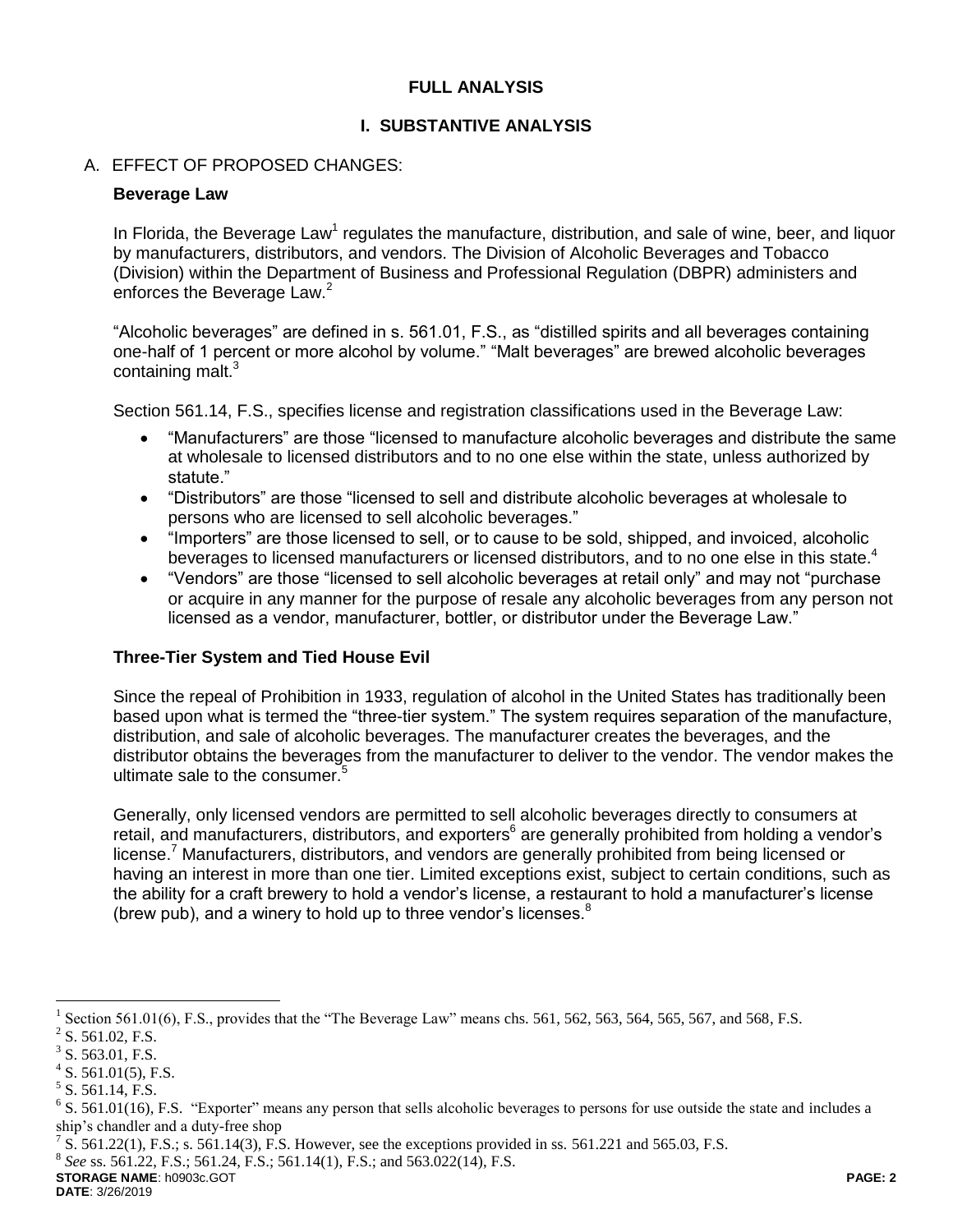# FULL ANALYSIS

## I. SUBSTANTIVE ANALYSIS

### A. EFFECT OF PROPOSED CHANGES:

**Beverage Law**

In Florida, the Beverage Law[1] regulates the manufacture, distribution, and sale of wine, beer, and liquor by manufacturers, distributors, and vendors. The Division of Alcoholic Beverages and Tobacco (Division) within the Department of Business and Professional Regulation (DBPR) administers and enforces the Beverage Law.[2]

"Alcoholic beverages" are defined in s. 561.01, F.S., as "distilled spirits and all beverages containing one-half of 1 percent or more alcohol by volume." "Malt beverages" are brewed alcoholic beverages containing malt.[3]

Section 561.14, F.S., specifies license and registration classifications used in the Beverage Law:

- "Manufacturers" are those "licensed to manufacture alcoholic beverages and distribute the same at wholesale to licensed distributors and to no one else within the state, unless authorized by statute."
- "Distributors" are those "licensed to sell and distribute alcoholic beverages at wholesale to persons who are licensed to sell alcoholic beverages."
- "Importers" are those licensed to sell, or to cause to be sold, shipped, and invoiced, alcoholic beverages to licensed manufacturers or licensed distributors, and to no one else in this state.[4]
- "Vendors" are those "licensed to sell alcoholic beverages at retail only" and may not "purchase or acquire in any manner for the purpose of resale any alcoholic beverages from any person not licensed as a vendor, manufacturer, bottler, or distributor under the Beverage Law."

**Three-Tier System and Tied House Evil**

Since the repeal of Prohibition in 1933, regulation of alcohol in the United States has traditionally been based upon what is termed the "three-tier system." The system requires separation of the manufacture, distribution, and sale of alcoholic beverages. The manufacturer creates the beverages, and the distributor obtains the beverages from the manufacturer to deliver to the vendor. The vendor makes the ultimate sale to the consumer.[5]

Generally, only licensed vendors are permitted to sell alcoholic beverages directly to consumers at retail, and manufacturers, distributors, and exporters[6] are generally prohibited from holding a vendor's license.[7] Manufacturers, distributors, and vendors are generally prohibited from being licensed or having an interest in more than one tier. Limited exceptions exist, subject to certain conditions, such as the ability for a craft brewery to hold a vendor's license, a restaurant to hold a manufacturer's license (brew pub), and a winery to hold up to three vendor's licenses.[8]

---

[1] Section 561.01(6), F.S., provides that the "The Beverage Law" means chs. 561, 562, 563, 564, 565, 567, and 568, F.S.

[2] S. 561.02, F.S.

[3] S. 563.01, F.S.

[4] S. 561.01(5), F.S.

[5] S. 561.14, F.S.

[6] S. 561.01(16), F.S. "Exporter" means any person that sells alcoholic beverages to persons for use outside the state and includes a ship's chandler and a duty-free shop

[7] S. 561.22(1), F.S.; s. 561.14(3), F.S. However, see the exceptions provided in ss. 561.221 and 565.03, F.S.

[8] *See* ss. 561.22, F.S.; 561.24, F.S.; 561.14(1), F.S.; and 563.022(14), F.S.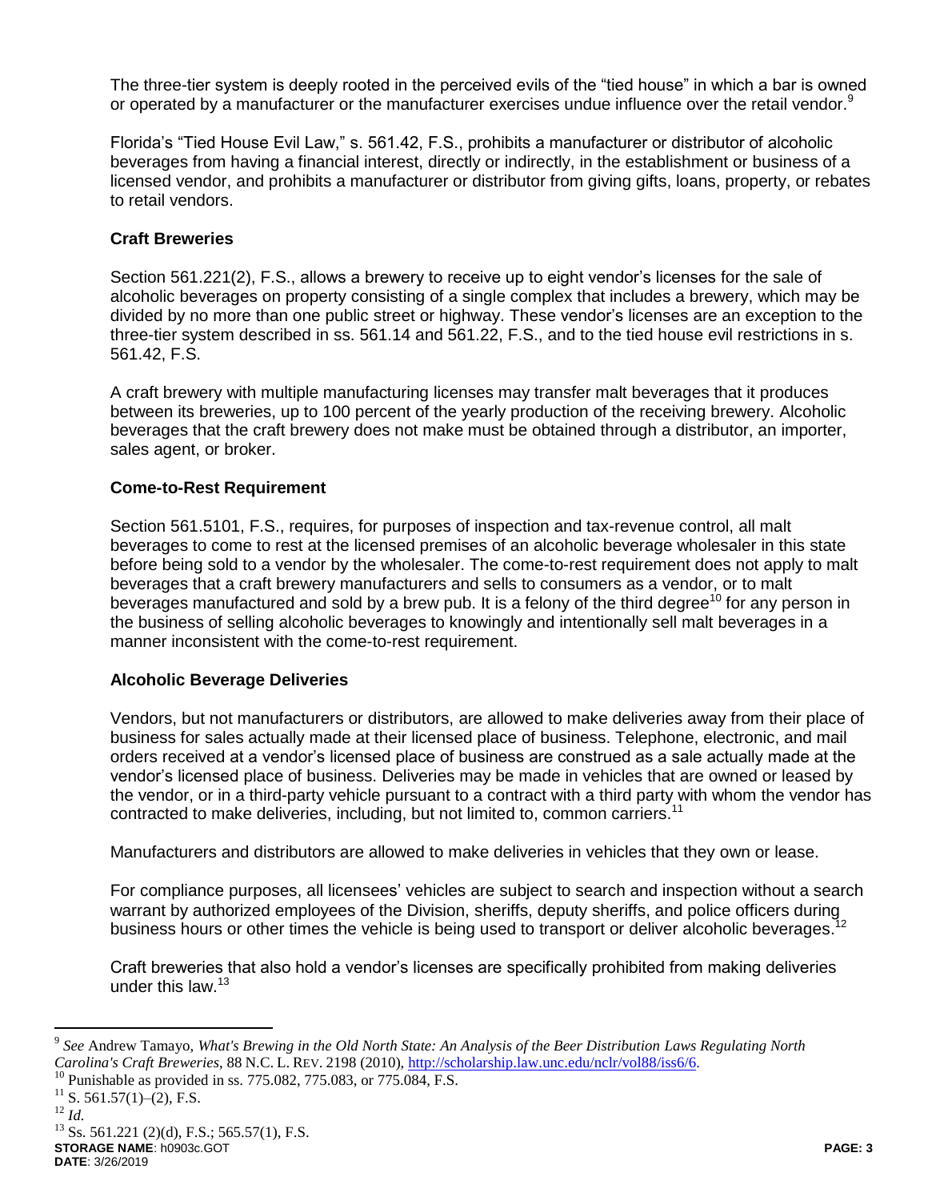The three-tier system is deeply rooted in the perceived evils of the "tied house" in which a bar is owned or operated by a manufacturer or the manufacturer exercises undue influence over the retail vendor.[9]

Florida's "Tied House Evil Law," s. 561.42, F.S., prohibits a manufacturer or distributor of alcoholic beverages from having a financial interest, directly or indirectly, in the establishment or business of a licensed vendor, and prohibits a manufacturer or distributor from giving gifts, loans, property, or rebates to retail vendors.

**Craft Breweries**

Section 561.221(2), F.S., allows a brewery to receive up to eight vendor's licenses for the sale of alcoholic beverages on property consisting of a single complex that includes a brewery, which may be divided by no more than one public street or highway. These vendor's licenses are an exception to the three-tier system described in ss. 561.14 and 561.22, F.S., and to the tied house evil restrictions in s. 561.42, F.S.

A craft brewery with multiple manufacturing licenses may transfer malt beverages that it produces between its breweries, up to 100 percent of the yearly production of the receiving brewery. Alcoholic beverages that the craft brewery does not make must be obtained through a distributor, an importer, sales agent, or broker.

**Come-to-Rest Requirement**

Section 561.5101, F.S., requires, for purposes of inspection and tax-revenue control, all malt beverages to come to rest at the licensed premises of an alcoholic beverage wholesaler in this state before being sold to a vendor by the wholesaler. The come-to-rest requirement does not apply to malt beverages that a craft brewery manufacturers and sells to consumers as a vendor, or to malt beverages manufactured and sold by a brew pub. It is a felony of the third degree[10] for any person in the business of selling alcoholic beverages to knowingly and intentionally sell malt beverages in a manner inconsistent with the come-to-rest requirement.

**Alcoholic Beverage Deliveries**

Vendors, but not manufacturers or distributors, are allowed to make deliveries away from their place of business for sales actually made at their licensed place of business. Telephone, electronic, and mail orders received at a vendor's licensed place of business are construed as a sale actually made at the vendor's licensed place of business. Deliveries may be made in vehicles that are owned or leased by the vendor, or in a third-party vehicle pursuant to a contract with a third party with whom the vendor has contracted to make deliveries, including, but not limited to, common carriers.[11]

Manufacturers and distributors are allowed to make deliveries in vehicles that they own or lease.

For compliance purposes, all licensees' vehicles are subject to search and inspection without a search warrant by authorized employees of the Division, sheriffs, deputy sheriffs, and police officers during business hours or other times the vehicle is being used to transport or deliver alcoholic beverages.[12]

Craft breweries that also hold a vendor's licenses are specifically prohibited from making deliveries under this law.[13]

---

[9] *See* Andrew Tamayo, *What's Brewing in the Old North State: An Analysis of the Beer Distribution Laws Regulating North Carolina's Craft Breweries*, 88 N.C. L. REV. 2198 (2010), http://scholarship.law.unc.edu/nclr/vol88/iss6/6.

[10] Punishable as provided in ss. 775.082, 775.083, or 775.084, F.S.

[11] S. 561.57(1)–(2), F.S.

[12] *Id.*

[13] Ss. 561.221 (2)(d), F.S.; 565.57(1), F.S.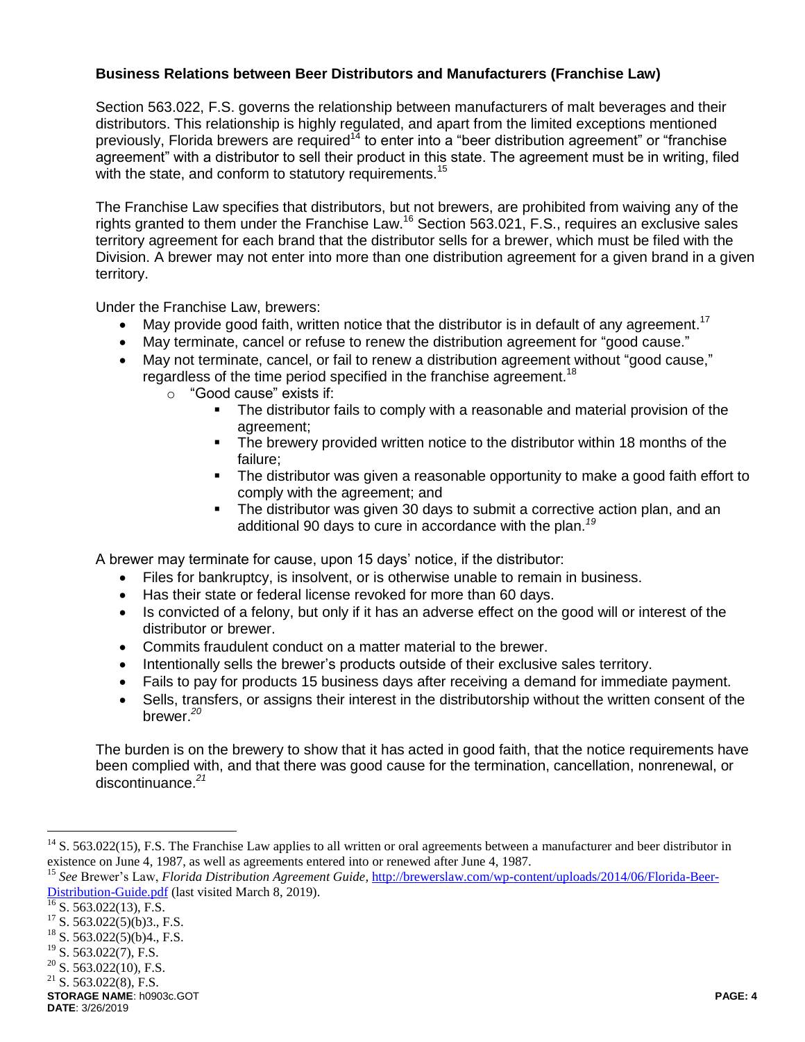**Business Relations between Beer Distributors and Manufacturers (Franchise Law)**

Section 563.022, F.S. governs the relationship between manufacturers of malt beverages and their distributors. This relationship is highly regulated, and apart from the limited exceptions mentioned previously, Florida brewers are required[14] to enter into a "beer distribution agreement" or "franchise agreement" with a distributor to sell their product in this state. The agreement must be in writing, filed with the state, and conform to statutory requirements.[15]

The Franchise Law specifies that distributors, but not brewers, are prohibited from waiving any of the rights granted to them under the Franchise Law.[16] Section 563.021, F.S., requires an exclusive sales territory agreement for each brand that the distributor sells for a brewer, which must be filed with the Division. A brewer may not enter into more than one distribution agreement for a given brand in a given territory.

Under the Franchise Law, brewers:

- May provide good faith, written notice that the distributor is in default of any agreement.[17]
- May terminate, cancel or refuse to renew the distribution agreement for "good cause."
- May not terminate, cancel, or fail to renew a distribution agreement without "good cause," regardless of the time period specified in the franchise agreement.[18]
  - "Good cause" exists if:
    - The distributor fails to comply with a reasonable and material provision of the agreement;
    - The brewery provided written notice to the distributor within 18 months of the failure;
    - The distributor was given a reasonable opportunity to make a good faith effort to comply with the agreement; and
    - The distributor was given 30 days to submit a corrective action plan, and an additional 90 days to cure in accordance with the plan.[19]

A brewer may terminate for cause, upon 15 days' notice, if the distributor:

- Files for bankruptcy, is insolvent, or is otherwise unable to remain in business.
- Has their state or federal license revoked for more than 60 days.
- Is convicted of a felony, but only if it has an adverse effect on the good will or interest of the distributor or brewer.
- Commits fraudulent conduct on a matter material to the brewer.
- Intentionally sells the brewer's products outside of their exclusive sales territory.
- Fails to pay for products 15 business days after receiving a demand for immediate payment.
- Sells, transfers, or assigns their interest in the distributorship without the written consent of the brewer.[20]

The burden is on the brewery to show that it has acted in good faith, that the notice requirements have been complied with, and that there was good cause for the termination, cancellation, nonrenewal, or discontinuance.[21]

---

[14] S. 563.022(15), F.S. The Franchise Law applies to all written or oral agreements between a manufacturer and beer distributor in existence on June 4, 1987, as well as agreements entered into or renewed after June 4, 1987.

[15] *See* Brewer's Law, *Florida Distribution Agreement Guide,* http://brewerslaw.com/wp-content/uploads/2014/06/Florida-Beer-Distribution-Guide.pdf (last visited March 8, 2019).

[16] S. 563.022(13), F.S.

[17] S. 563.022(5)(b)3., F.S.

[18] S. 563.022(5)(b)4., F.S.

[19] S. 563.022(7), F.S.

[20] S. 563.022(10), F.S.

[21] S. 563.022(8), F.S.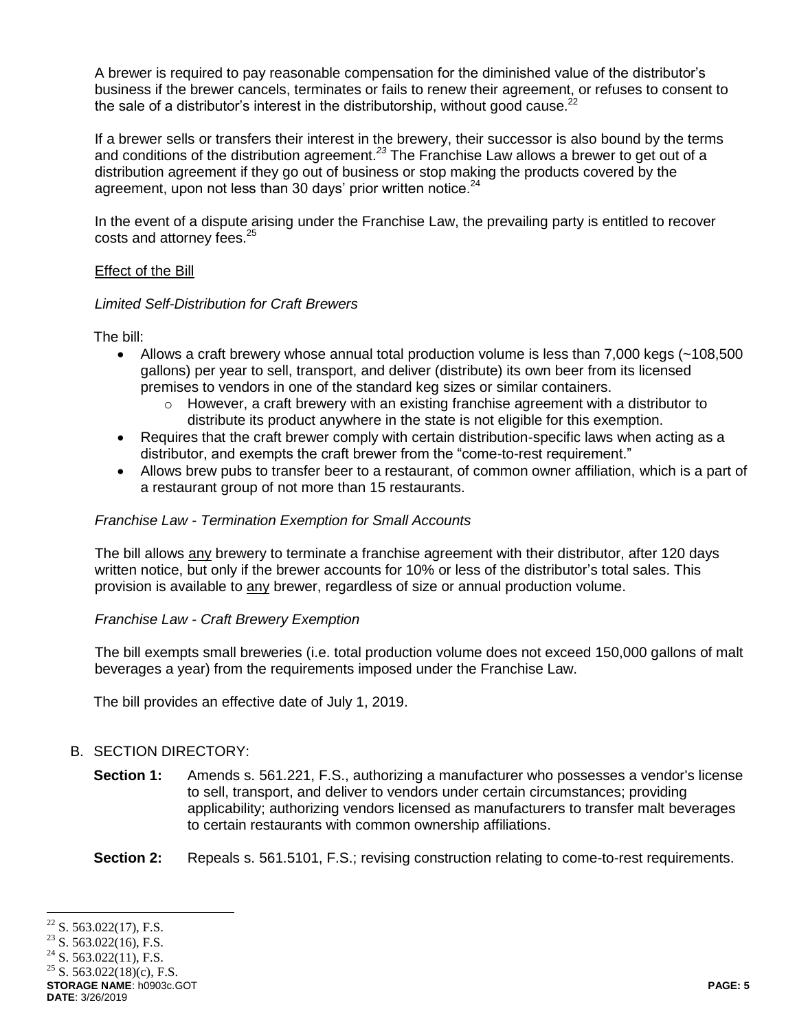A brewer is required to pay reasonable compensation for the diminished value of the distributor's business if the brewer cancels, terminates or fails to renew their agreement, or refuses to consent to the sale of a distributor's interest in the distributorship, without good cause.[22]

If a brewer sells or transfers their interest in the brewery, their successor is also bound by the terms and conditions of the distribution agreement.[23] The Franchise Law allows a brewer to get out of a distribution agreement if they go out of business or stop making the products covered by the agreement, upon not less than 30 days' prior written notice.[24]

In the event of a dispute arising under the Franchise Law, the prevailing party is entitled to recover costs and attorney fees.[25]

Effect of the Bill

*Limited Self-Distribution for Craft Brewers*

The bill:

- Allows a craft brewery whose annual total production volume is less than 7,000 kegs (~108,500 gallons) per year to sell, transport, and deliver (distribute) its own beer from its licensed premises to vendors in one of the standard keg sizes or similar containers.
  - However, a craft brewery with an existing franchise agreement with a distributor to distribute its product anywhere in the state is not eligible for this exemption.
- Requires that the craft brewer comply with certain distribution-specific laws when acting as a distributor, and exempts the craft brewer from the "come-to-rest requirement."
- Allows brew pubs to transfer beer to a restaurant, of common owner affiliation, which is a part of a restaurant group of not more than 15 restaurants.

*Franchise Law - Termination Exemption for Small Accounts*

The bill allows any brewery to terminate a franchise agreement with their distributor, after 120 days written notice, but only if the brewer accounts for 10% or less of the distributor's total sales. This provision is available to any brewer, regardless of size or annual production volume.

*Franchise Law - Craft Brewery Exemption*

The bill exempts small breweries (i.e. total production volume does not exceed 150,000 gallons of malt beverages a year) from the requirements imposed under the Franchise Law.

The bill provides an effective date of July 1, 2019.

B. SECTION DIRECTORY:

**Section 1:** Amends s. 561.221, F.S., authorizing a manufacturer who possesses a vendor's license to sell, transport, and deliver to vendors under certain circumstances; providing applicability; authorizing vendors licensed as manufacturers to transfer malt beverages to certain restaurants with common ownership affiliations.

**Section 2:** Repeals s. 561.5101, F.S.; revising construction relating to come-to-rest requirements.

---

[22] S. 563.022(17), F.S.
[23] S. 563.022(16), F.S.
[24] S. 563.022(11), F.S.
[25] S. 563.022(18)(c), F.S.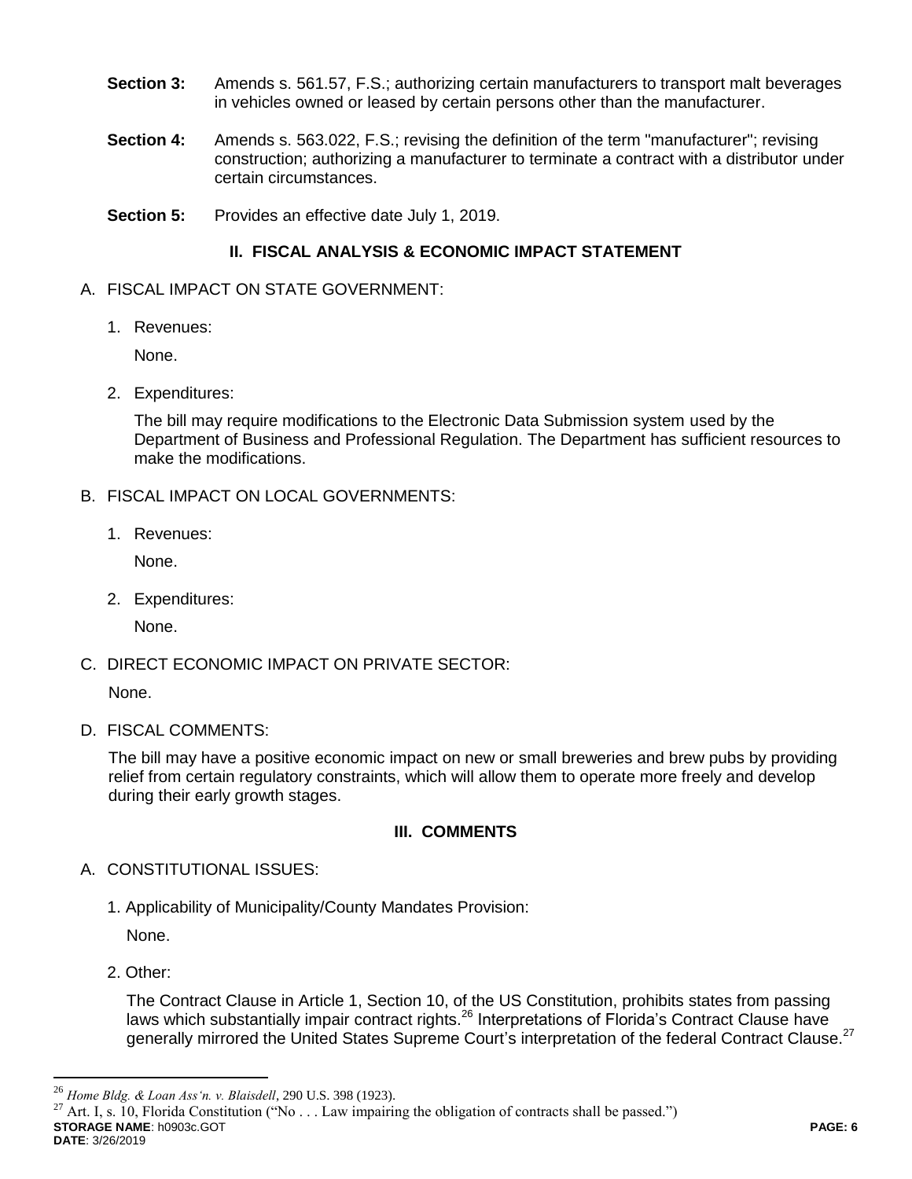**Section 3:** Amends s. 561.57, F.S.; authorizing certain manufacturers to transport malt beverages in vehicles owned or leased by certain persons other than the manufacturer.

**Section 4:** Amends s. 563.022, F.S.; revising the definition of the term "manufacturer"; revising construction; authorizing a manufacturer to terminate a contract with a distributor under certain circumstances.

**Section 5:** Provides an effective date July 1, 2019.

## II. FISCAL ANALYSIS & ECONOMIC IMPACT STATEMENT

A. FISCAL IMPACT ON STATE GOVERNMENT:

1. Revenues:

   None.

2. Expenditures:

   The bill may require modifications to the Electronic Data Submission system used by the Department of Business and Professional Regulation. The Department has sufficient resources to make the modifications.

B. FISCAL IMPACT ON LOCAL GOVERNMENTS:

1. Revenues:

   None.

2. Expenditures:

   None.

C. DIRECT ECONOMIC IMPACT ON PRIVATE SECTOR:

   None.

D. FISCAL COMMENTS:

   The bill may have a positive economic impact on new or small breweries and brew pubs by providing relief from certain regulatory constraints, which will allow them to operate more freely and develop during their early growth stages.

## III. COMMENTS

A. CONSTITUTIONAL ISSUES:

1. Applicability of Municipality/County Mandates Provision:

   None.

2. Other:

   The Contract Clause in Article 1, Section 10, of the US Constitution, prohibits states from passing laws which substantially impair contract rights.[26] Interpretations of Florida's Contract Clause have generally mirrored the United States Supreme Court's interpretation of the federal Contract Clause.[27]

---

[26] *Home Bldg. & Loan Ass'n. v. Blaisdell*, 290 U.S. 398 (1923).

[27] Art. I, s. 10, Florida Constitution ("No . . . Law impairing the obligation of contracts shall be passed.")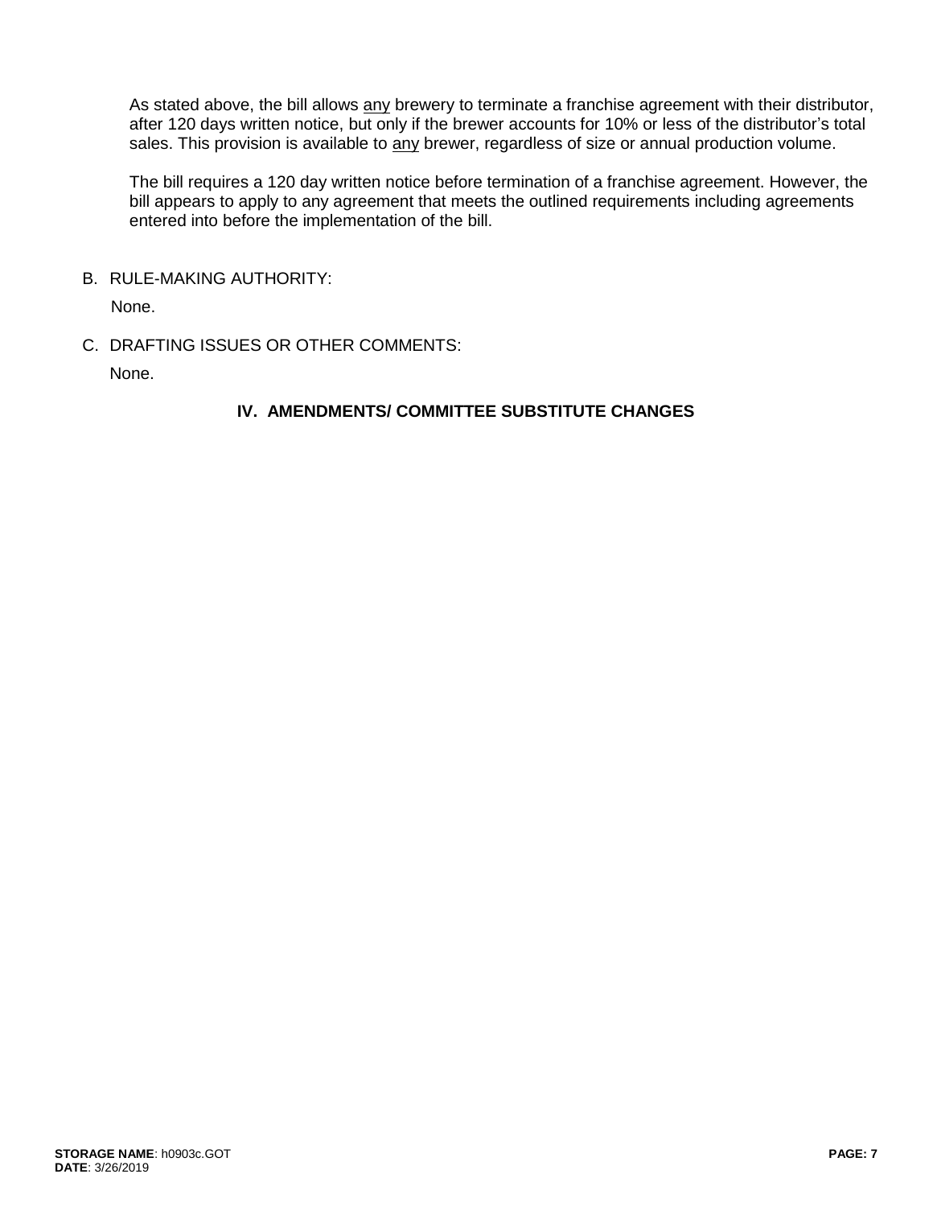As stated above, the bill allows <u>any</u> brewery to terminate a franchise agreement with their distributor, after 120 days written notice, but only if the brewer accounts for 10% or less of the distributor's total sales. This provision is available to <u>any</u> brewer, regardless of size or annual production volume.

The bill requires a 120 day written notice before termination of a franchise agreement. However, the bill appears to apply to any agreement that meets the outlined requirements including agreements entered into before the implementation of the bill.

B. RULE-MAKING AUTHORITY:

None.

C. DRAFTING ISSUES OR OTHER COMMENTS:

None.

## IV. AMENDMENTS/ COMMITTEE SUBSTITUTE CHANGES